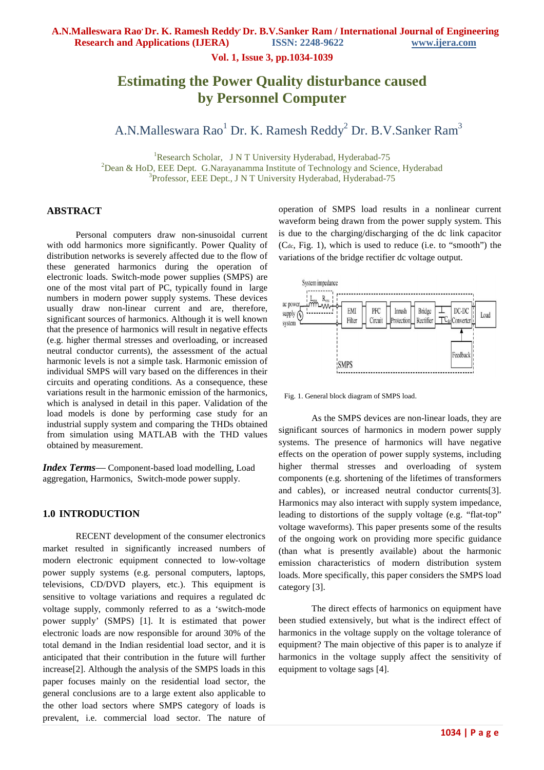# Estimating the Power Quality disturbance caused by Personnel Computer

A.N.Malleswara Rao[1] Dr. K. Ramesh Reddy[2] Dr. B.V.Sanker Ram[3]

[1]Research Scholar, J N T University Hyderabad, Hyderabad-75
[2]Dean & HoD, EEE Dept. G.Narayanamma Institute of Technology and Science, Hyderabad
[3]Professor, EEE Dept., J N T University Hyderabad, Hyderabad-75

## ABSTRACT

Personal computers draw non-sinusoidal current with odd harmonics more significantly. Power Quality of distribution networks is severely affected due to the flow of these generated harmonics during the operation of electronic loads. Switch-mode power supplies (SMPS) are one of the most vital part of PC, typically found in large numbers in modern power supply systems. These devices usually draw non-linear current and are, therefore, significant sources of harmonics. Although it is well known that the presence of harmonics will result in negative effects (e.g. higher thermal stresses and overloading, or increased neutral conductor currents), the assessment of the actual harmonic levels is not a simple task. Harmonic emission of individual SMPS will vary based on the differences in their circuits and operating conditions. As a consequence, these variations result in the harmonic emission of the harmonics, which is analysed in detail in this paper. Validation of the load models is done by performing case study for an industrial supply system and comparing the THDs obtained from simulation using MATLAB with the THD values obtained by measurement.

***Index Terms***— Component-based load modelling, Load aggregation, Harmonics, Switch-mode power supply.

## 1.0 INTRODUCTION

RECENT development of the consumer electronics market resulted in significantly increased numbers of modern electronic equipment connected to low-voltage power supply systems (e.g. personal computers, laptops, televisions, CD/DVD players, etc.). This equipment is sensitive to voltage variations and requires a regulated dc voltage supply, commonly referred to as a 'switch-mode power supply' (SMPS) [1]. It is estimated that power electronic loads are now responsible for around 30% of the total demand in the Indian residential load sector, and it is anticipated that their contribution in the future will further increase[2]. Although the analysis of the SMPS loads in this paper focuses mainly on the residential load sector, the general conclusions are to a large extent also applicable to the other load sectors where SMPS category of loads is prevalent, i.e. commercial load sector. The nature of operation of SMPS load results in a nonlinear current waveform being drawn from the power supply system. This is due to the charging/discharging of the dc link capacitor ($C_{dc}$, Fig. 1), which is used to reduce (i.e. to "smooth") the variations of the bridge rectifier dc voltage output.

Fig. 1. General block diagram of SMPS load.

As the SMPS devices are non-linear loads, they are significant sources of harmonics in modern power supply systems. The presence of harmonics will have negative effects on the operation of power supply systems, including higher thermal stresses and overloading of system components (e.g. shortening of the lifetimes of transformers and cables), or increased neutral conductor currents[3]. Harmonics may also interact with supply system impedance, leading to distortions of the supply voltage (e.g. "flat-top" voltage waveforms). This paper presents some of the results of the ongoing work on providing more specific guidance (than what is presently available) about the harmonic emission characteristics of modern distribution system loads. More specifically, this paper considers the SMPS load category [3].

The direct effects of harmonics on equipment have been studied extensively, but what is the indirect effect of harmonics in the voltage supply on the voltage tolerance of equipment? The main objective of this paper is to analyze if harmonics in the voltage supply affect the sensitivity of equipment to voltage sags [4].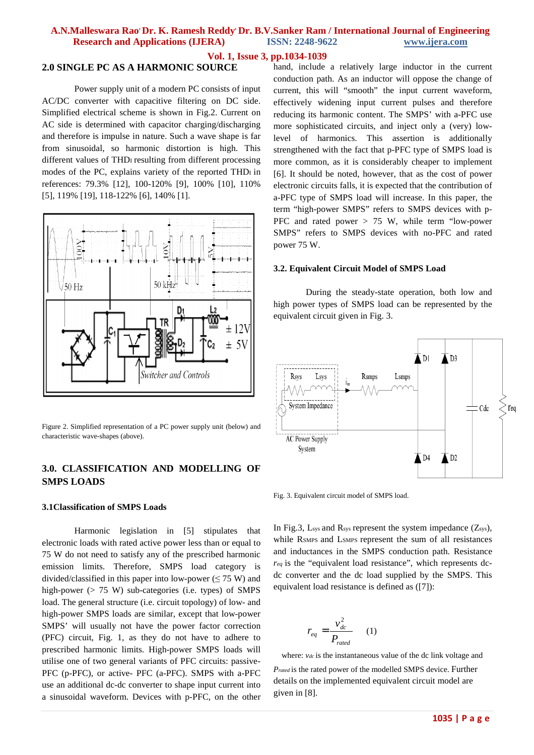## 2.0 SINGLE PC AS A HARMONIC SOURCE

Power supply unit of a modern PC consists of input AC/DC converter with capacitive filtering on DC side. Simplified electrical scheme is shown in Fig.2. Current on AC side is determined with capacitor charging/discharging and therefore is impulse in nature. Such a wave shape is far from sinusoidal, so harmonic distortion is high. This different values of $THD_I$ resulting from different processing modes of the PC, explains variety of the reported $THD_I$ in references: 79.3% [12], 100-120% [9], 100% [10], 110% [5], 119% [19], 118-122% [6], 140% [1].

Figure 2. Simplified representation of a PC power supply unit (below) and characteristic wave-shapes (above).

## 3.0. CLASSIFICATION AND MODELLING OF SMPS LOADS

### 3.1Classification of SMPS Loads

Harmonic legislation in [5] stipulates that electronic loads with rated active power less than or equal to 75 W do not need to satisfy any of the prescribed harmonic emission limits. Therefore, SMPS load category is divided/classified in this paper into low-power (≤ 75 W) and high-power (> 75 W) sub-categories (i.e. types) of SMPS load. The general structure (i.e. circuit topology) of low- and high-power SMPS loads are similar, except that low-power SMPS' will usually not have the power factor correction (PFC) circuit, Fig. 1, as they do not have to adhere to prescribed harmonic limits. High-power SMPS loads will utilise one of two general variants of PFC circuits: passive-PFC (p-PFC), or active- PFC (a-PFC). SMPS with a-PFC use an additional dc-dc converter to shape input current into a sinusoidal waveform. Devices with p-PFC, on the other hand, include a relatively large inductor in the current conduction path. As an inductor will oppose the change of current, this will "smooth" the input current waveform, effectively widening input current pulses and therefore reducing its harmonic content. The SMPS' with a-PFC use more sophisticated circuits, and inject only a (very) low-level of harmonics. This assertion is additionally strengthened with the fact that p-PFC type of SMPS load is more common, as it is considerably cheaper to implement [6]. It should be noted, however, that as the cost of power electronic circuits falls, it is expected that the contribution of a-PFC type of SMPS load will increase. In this paper, the term "high-power SMPS" refers to SMPS devices with p-PFC and rated power > 75 W, while term "low-power SMPS" refers to SMPS devices with no-PFC and rated power 75 W.

### 3.2. Equivalent Circuit Model of SMPS Load

During the steady-state operation, both low and high power types of SMPS load can be represented by the equivalent circuit given in Fig. 3.

Fig. 3. Equivalent circuit model of SMPS load.

In Fig.3, $L_{sys}$ and $R_{sys}$ represent the system impedance ($Z_{sys}$), while $R_{SMPS}$ and $L_{SMPS}$ represent the sum of all resistances and inductances in the SMPS conduction path. Resistance $r_{eq}$ is the "equivalent load resistance", which represents dc-dc converter and the dc load supplied by the SMPS. This equivalent load resistance is defined as ([7]):

$$r_{eq} = \frac{v_{dc}^2}{P_{rated}} \quad (1)$$

where: $v_{dc}$ is the instantaneous value of the dc link voltage and $P_{rated}$ is the rated power of the modelled SMPS device. Further details on the implemented equivalent circuit model are given in [8].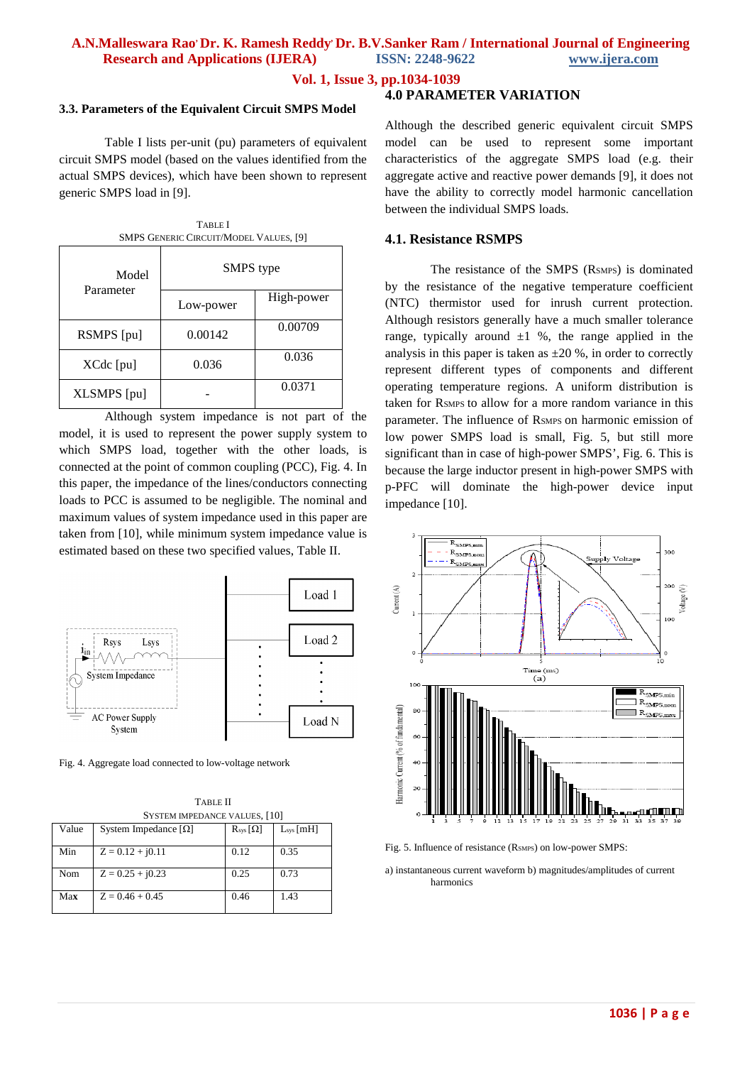### 3.3. Parameters of the Equivalent Circuit SMPS Model

Table I lists per-unit (pu) parameters of equivalent circuit SMPS model (based on the values identified from the actual SMPS devices), which have been shown to represent generic SMPS load in [9].

TABLE I
SMPS GENERIC CIRCUIT/MODEL VALUES, [9]

| Model Parameter | SMPS type | |
|---|---|---|
| | Low-power | High-power |
| RSMPS [pu] | 0.00142 | 0.00709 |
| XCdc [pu] | 0.036 | 0.036 |
| XLSMPS [pu] | - | 0.0371 |

Although system impedance is not part of the model, it is used to represent the power supply system to which SMPS load, together with the other loads, is connected at the point of common coupling (PCC), Fig. 4. In this paper, the impedance of the lines/conductors connecting loads to PCC is assumed to be negligible. The nominal and maximum values of system impedance used in this paper are taken from [10], while minimum system impedance value is estimated based on these two specified values, Table II.

Fig. 4. Aggregate load connected to low-voltage network

TABLE II
SYSTEM IMPEDANCE VALUES, [10]

| Value | System Impedance [Ω] | $R_{sys}$ [Ω] | $L_{sys}$ [mH] |
|---|---|---|---|
| Min | Z = 0.12 + j0.11 | 0.12 | 0.35 |
| Nom | Z = 0.25 + j0.23 | 0.25 | 0.73 |
| Max | Z = 0.46 + 0.45 | 0.46 | 1.43 |

## 4.0 PARAMETER VARIATION

Although the described generic equivalent circuit SMPS model can be used to represent some important characteristics of the aggregate SMPS load (e.g. their aggregate active and reactive power demands [9], it does not have the ability to correctly model harmonic cancellation between the individual SMPS loads.

### 4.1. Resistance RSMPS

The resistance of the SMPS ($R_{SMPS}$) is dominated by the resistance of the negative temperature coefficient (NTC) thermistor used for inrush current protection. Although resistors generally have a much smaller tolerance range, typically around ±1 %, the range applied in the analysis in this paper is taken as ±20 %, in order to correctly represent different types of components and different operating temperature regions. A uniform distribution is taken for $R_{SMPS}$ to allow for a more random variance in this parameter. The influence of $R_{SMPS}$ on harmonic emission of low power SMPS load is small, Fig. 5, but still more significant than in case of high-power SMPS', Fig. 6. This is because the large inductor present in high-power SMPS with p-PFC will dominate the high-power device input impedance [10].

Fig. 5. Influence of resistance ($R_{SMPS}$) on low-power SMPS:

a) instantaneous current waveform b) magnitudes/amplitudes of current harmonics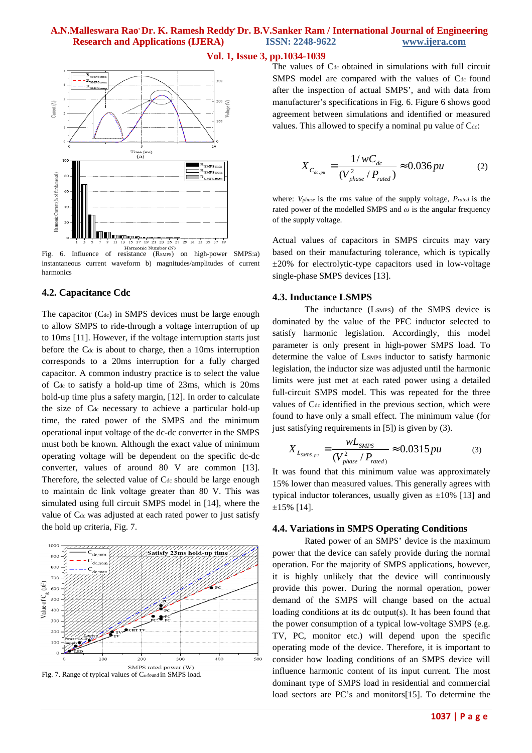Fig. 6. Influence of resistance ($R_{SMPS}$) on high-power SMPS:a) instantaneous current waveform b) magnitudes/amplitudes of current harmonics

### 4.2. Capacitance Cdc

The capacitor ($C_{dc}$) in SMPS devices must be large enough to allow SMPS to ride-through a voltage interruption of up to 10ms [11]. However, if the voltage interruption starts just before the $C_{dc}$ is about to charge, then a 10ms interruption corresponds to a 20ms interruption for a fully charged capacitor. A common industry practice is to select the value of $C_{dc}$ to satisfy a hold-up time of 23ms, which is 20ms hold-up time plus a safety margin, [12]. In order to calculate the size of $C_{dc}$ necessary to achieve a particular hold-up time, the rated power of the SMPS and the minimum operational input voltage of the dc-dc converter in the SMPS must both be known. Although the exact value of minimum operating voltage will be dependent on the specific dc-dc converter, values of around 80 V are common [13]. Therefore, the selected value of $C_{dc}$ should be large enough to maintain dc link voltage greater than 80 V. This was simulated using full circuit SMPS model in [14], where the value of $C_{dc}$ was adjusted at each rated power to just satisfy the hold up criteria, Fig. 7.

Fig. 7. Range of typical values of $C_{dc}$ found in SMPS load.

The values of $C_{dc}$ obtained in simulations with full circuit SMPS model are compared with the values of $C_{dc}$ found after the inspection of actual SMPS', and with data from manufacturer's specifications in Fig. 6. Figure 6 shows good agreement between simulations and identified or measured values. This allowed to specify a nominal pu value of $C_{dc}$:

$$X_{C_{dc,pu}} = \frac{1/wC_{dc}}{(V_{phase}^2 / P_{rated})} \approx 0.036\,pu \qquad (2)$$

where: $V_{phase}$ is the rms value of the supply voltage, $P_{rated}$ is the rated power of the modelled SMPS and $\omega$ is the angular frequency of the supply voltage.

Actual values of capacitors in SMPS circuits may vary based on their manufacturing tolerance, which is typically ±20% for electrolytic-type capacitors used in low-voltage single-phase SMPS devices [13].

### 4.3. Inductance LSMPS

The inductance ($L_{SMPS}$) of the SMPS device is dominated by the value of the PFC inductor selected to satisfy harmonic legislation. Accordingly, this model parameter is only present in high-power SMPS load. To determine the value of $L_{SMPS}$ inductor to satisfy harmonic legislation, the inductor size was adjusted until the harmonic limits were just met at each rated power using a detailed full-circuit SMPS model. This was repeated for the three values of $C_{dc}$ identified in the previous section, which were found to have only a small effect. The minimum value (for just satisfying requirements in [5]) is given by (3).

$$X_{L_{SMPS,pu}} = \frac{wL_{SMPS}}{(V_{phase}^2 / P_{rated})} \approx 0.0315\,pu \qquad (3)$$

It was found that this minimum value was approximately 15% lower than measured values. This generally agrees with typical inductor tolerances, usually given as ±10% [13] and ±15% [14].

### 4.4. Variations in SMPS Operating Conditions

Rated power of an SMPS' device is the maximum power that the device can safely provide during the normal operation. For the majority of SMPS applications, however, it is highly unlikely that the device will continuously provide this power. During the normal operation, power demand of the SMPS will change based on the actual loading conditions at its dc output(s). It has been found that the power consumption of a typical low-voltage SMPS (e.g. TV, PC, monitor etc.) will depend upon the specific operating mode of the device. Therefore, it is important to consider how loading conditions of an SMPS device will influence harmonic content of its input current. The most dominant type of SMPS load in residential and commercial load sectors are PC's and monitors[15]. To determine the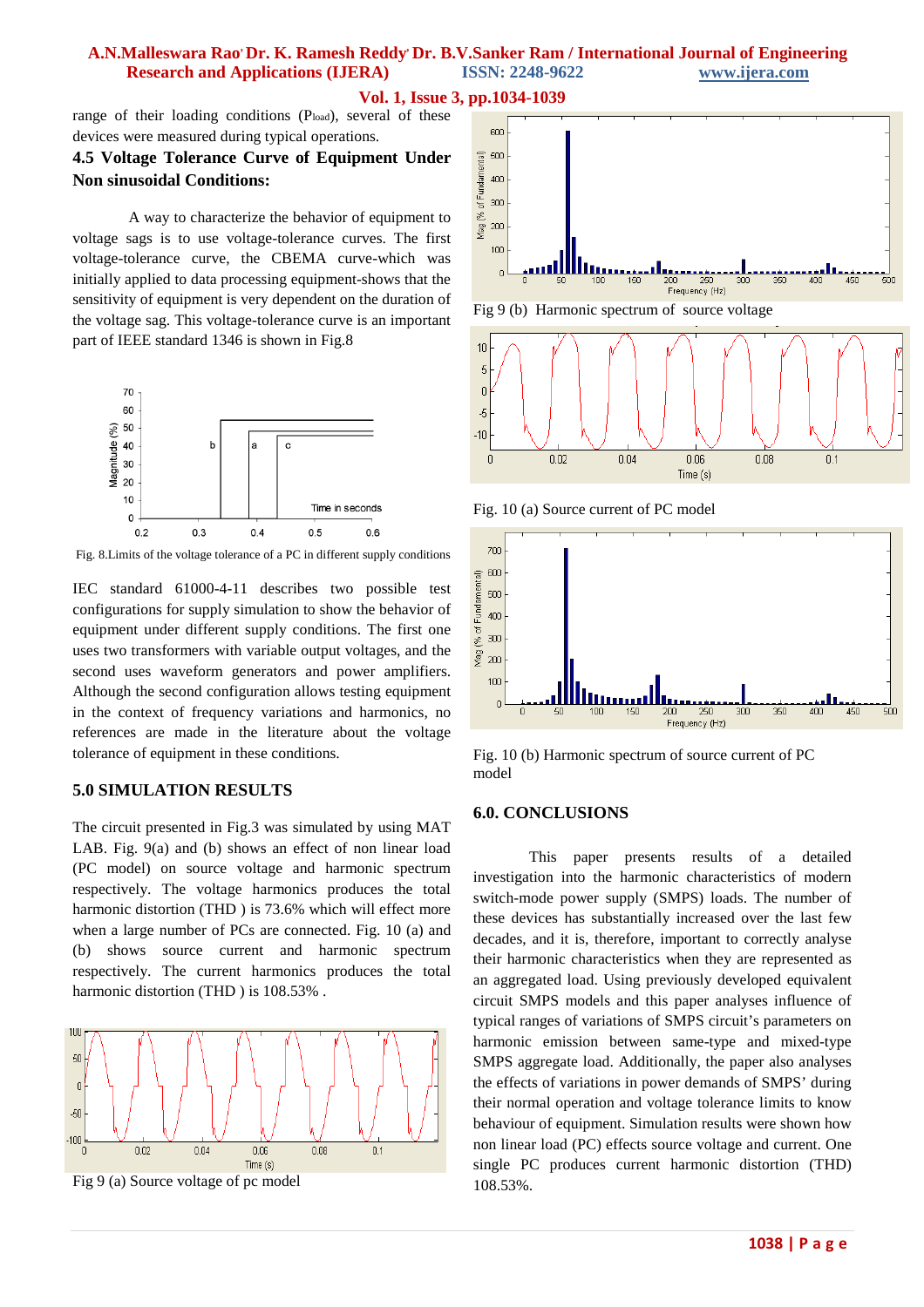range of their loading conditions ($P_{load}$), several of these devices were measured during typical operations.

### 4.5 Voltage Tolerance Curve of Equipment Under Non sinusoidal Conditions:

A way to characterize the behavior of equipment to voltage sags is to use voltage-tolerance curves. The first voltage-tolerance curve, the CBEMA curve-which was initially applied to data processing equipment-shows that the sensitivity of equipment is very dependent on the duration of the voltage sag. This voltage-tolerance curve is an important part of IEEE standard 1346 is shown in Fig.8

Fig. 8.Limits of the voltage tolerance of a PC in different supply conditions

IEC standard 61000-4-11 describes two possible test configurations for supply simulation to show the behavior of equipment under different supply conditions. The first one uses two transformers with variable output voltages, and the second uses waveform generators and power amplifiers. Although the second configuration allows testing equipment in the context of frequency variations and harmonics, no references are made in the literature about the voltage tolerance of equipment in these conditions.

## 5.0 SIMULATION RESULTS

The circuit presented in Fig.3 was simulated by using MAT LAB. Fig. 9(a) and (b) shows an effect of non linear load (PC model) on source voltage and harmonic spectrum respectively. The voltage harmonics produces the total harmonic distortion (THD ) is 73.6% which will effect more when a large number of PCs are connected. Fig. 10 (a) and (b) shows source current and harmonic spectrum respectively. The current harmonics produces the total harmonic distortion (THD ) is 108.53% .

Fig 9 (a) Source voltage of pc model

Fig 9 (b) Harmonic spectrum of source voltage

Fig. 10 (a) Source current of PC model

Fig. 10 (b) Harmonic spectrum of source current of PC model

## 6.0. CONCLUSIONS

This paper presents results of a detailed investigation into the harmonic characteristics of modern switch-mode power supply (SMPS) loads. The number of these devices has substantially increased over the last few decades, and it is, therefore, important to correctly analyse their harmonic characteristics when they are represented as an aggregated load. Using previously developed equivalent circuit SMPS models and this paper analyses influence of typical ranges of variations of SMPS circuit's parameters on harmonic emission between same-type and mixed-type SMPS aggregate load. Additionally, the paper also analyses the effects of variations in power demands of SMPS' during their normal operation and voltage tolerance limits to know behaviour of equipment. Simulation results were shown how non linear load (PC) effects source voltage and current. One single PC produces current harmonic distortion (THD) 108.53%.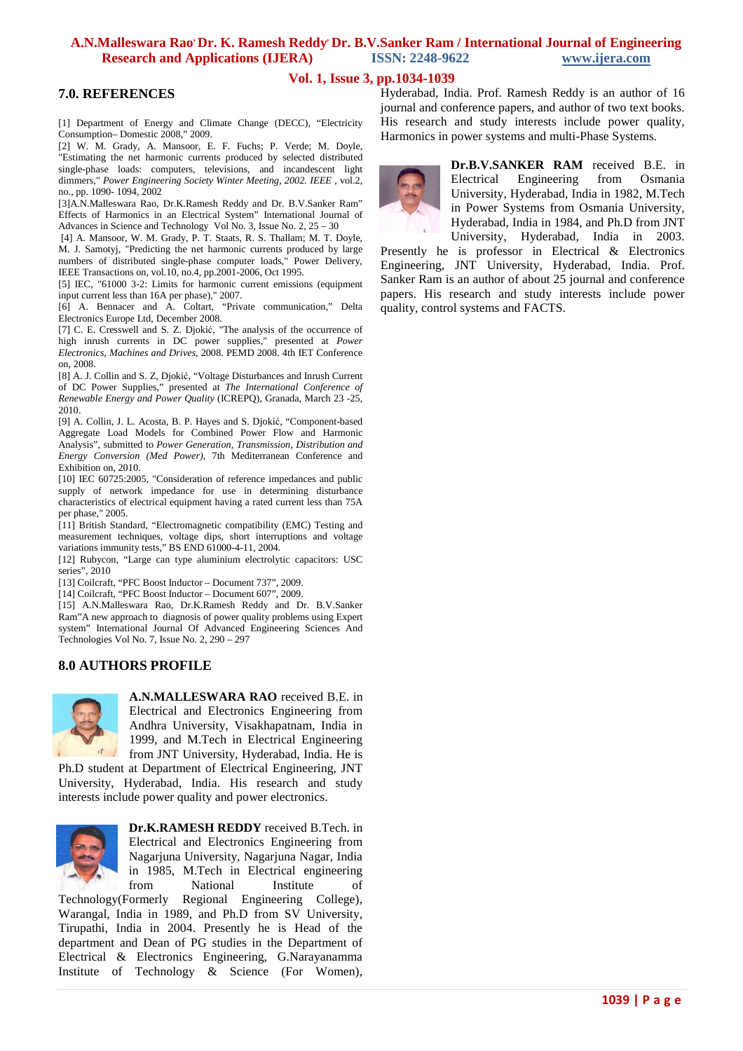## 7.0. REFERENCES

[1] Department of Energy and Climate Change (DECC), "Electricity Consumption– Domestic 2008," 2009.

[2] W. M. Grady, A. Mansoor, E. F. Fuchs; P. Verde; M. Doyle, "Estimating the net harmonic currents produced by selected distributed single-phase loads: computers, televisions, and incandescent light dimmers," *Power Engineering Society Winter Meeting, 2002. IEEE* , vol.2, no., pp. 1090- 1094, 2002

[3]A.N.Malleswara Rao, Dr.K.Ramesh Reddy and Dr. B.V.Sanker Ram" Effects of Harmonics in an Electrical System" International Journal of Advances in Science and Technology Vol No. 3, Issue No. 2, 25 – 30

[4] A. Mansoor, W. M. Grady, P. T. Staats, R. S. Thallam; M. T. Doyle, M. J. Samotyj, "Predicting the net harmonic currents produced by large numbers of distributed single-phase computer loads," Power Delivery, IEEE Transactions on, vol.10, no.4, pp.2001-2006, Oct 1995.

[5] IEC, "61000 3-2: Limits for harmonic current emissions (equipment input current less than 16A per phase)," 2007.

[6] A. Bennacer and A. Coltart, "Private communication," Delta Electronics Europe Ltd, December 2008.

[7] C. E. Cresswell and S. Z. Djokić, "The analysis of the occurrence of high inrush currents in DC power supplies," presented at *Power Electronics, Machines and Drives*, 2008. PEMD 2008. 4th IET Conference on, 2008.

[8] A. J. Collin and S. Z, Djokić, "Voltage Disturbances and Inrush Current of DC Power Supplies," presented at *The International Conference of Renewable Energy and Power Quality* (ICREPQ), Granada, March 23 -25, 2010.

[9] A. Collin, J. L. Acosta, B. P. Hayes and S. Djokić, "Component-based Aggregate Load Models for Combined Power Flow and Harmonic Analysis", submitted to *Power Generation, Transmission, Distribution and Energy Conversion (Med Power)*, 7th Mediterranean Conference and Exhibition on, 2010.

[10] IEC 60725:2005, "Consideration of reference impedances and public supply of network impedance for use in determining disturbance characteristics of electrical equipment having a rated current less than 75A per phase," 2005.

[11] British Standard, "Electromagnetic compatibility (EMC) Testing and measurement techniques, voltage dips, short interruptions and voltage variations immunity tests," BS END 61000-4-11, 2004.

[12] Rubycon, "Large can type aluminium electrolytic capacitors: USC series", 2010

[13] Coilcraft, "PFC Boost Inductor – Document 737", 2009.

[14] Coilcraft, "PFC Boost Inductor – Document 607", 2009.

[15] A.N.Malleswara Rao, Dr.K.Ramesh Reddy and Dr. B.V.Sanker Ram"A new approach to diagnosis of power quality problems using Expert system" International Journal Of Advanced Engineering Sciences And Technologies Vol No. 7, Issue No. 2, 290 – 297

## 8.0 AUTHORS PROFILE

**A.N.MALLESWARA RAO** received B.E. in Electrical and Electronics Engineering from Andhra University, Visakhapatnam, India in 1999, and M.Tech in Electrical Engineering from JNT University, Hyderabad, India. He is Ph.D student at Department of Electrical Engineering, JNT University, Hyderabad, India. His research and study interests include power quality and power electronics.

**Dr.K.RAMESH REDDY** received B.Tech. in Electrical and Electronics Engineering from Nagarjuna University, Nagarjuna Nagar, India in 1985, M.Tech in Electrical engineering from National Institute of Technology(Formerly Regional Engineering College), Warangal, India in 1989, and Ph.D from SV University, Tirupathi, India in 2004. Presently he is Head of the department and Dean of PG studies in the Department of Electrical & Electronics Engineering, G.Narayanamma Institute of Technology & Science (For Women), Hyderabad, India. Prof. Ramesh Reddy is an author of 16 journal and conference papers, and author of two text books. His research and study interests include power quality, Harmonics in power systems and multi-Phase Systems.

**Dr.B.V.SANKER RAM** received B.E. in Electrical Engineering from Osmania University, Hyderabad, India in 1982, M.Tech in Power Systems from Osmania University, Hyderabad, India in 1984, and Ph.D from JNT University, Hyderabad, India in 2003. Presently he is professor in Electrical & Electronics Engineering, JNT University, Hyderabad, India. Prof. Sanker Ram is an author of about 25 journal and conference papers. His research and study interests include power quality, control systems and FACTS.